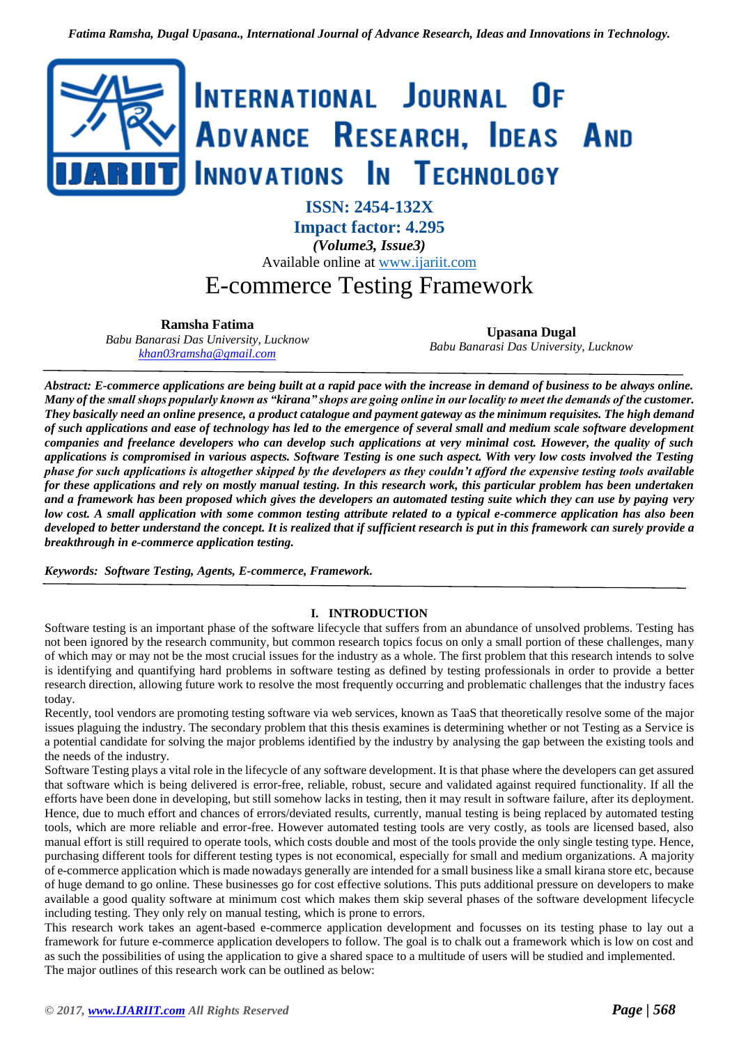# INTERNATIONAL JOURNAL OF ADVANCE RESEARCH, IDEAS AND INNOVATIONS IN TECHNOLOGY

**ISSN: 2454-132X**
**Impact factor: 4.295**
*(Volume3, Issue3)*
Available online at www.ijariit.com

# E-commerce Testing Framework

**Ramsha Fatima**
*Babu Banarasi Das University, Lucknow*
*khan03ramsha@gmail.com*

**Upasana Dugal**
*Babu Banarasi Das University, Lucknow*

***Abstract:** E-commerce applications are being built at a rapid pace with the increase in demand of business to be always online. Many of the small shops popularly known as "kirana" shops are going online in our locality to meet the demands of the customer. They basically need an online presence, a product catalogue and payment gateway as the minimum requisites. The high demand of such applications and ease of technology has led to the emergence of several small and medium scale software development companies and freelance developers who can develop such applications at very minimal cost. However, the quality of such applications is compromised in various aspects. Software Testing is one such aspect. With very low costs involved the Testing phase for such applications is altogether skipped by the developers as they couldn't afford the expensive testing tools available for these applications and rely on mostly manual testing. In this research work, this particular problem has been undertaken and a framework has been proposed which gives the developers an automated testing suite which they can use by paying very low cost. A small application with some common testing attribute related to a typical e-commerce application has also been developed to better understand the concept. It is realized that if sufficient research is put in this framework can surely provide a breakthrough in e-commerce application testing.*

***Keywords:** Software Testing, Agents, E-commerce, Framework.*

## I. INTRODUCTION

Software testing is an important phase of the software lifecycle that suffers from an abundance of unsolved problems. Testing has not been ignored by the research community, but common research topics focus on only a small portion of these challenges, many of which may or may not be the most crucial issues for the industry as a whole. The first problem that this research intends to solve is identifying and quantifying hard problems in software testing as defined by testing professionals in order to provide a better research direction, allowing future work to resolve the most frequently occurring and problematic challenges that the industry faces today.

Recently, tool vendors are promoting testing software via web services, known as TaaS that theoretically resolve some of the major issues plaguing the industry. The secondary problem that this thesis examines is determining whether or not Testing as a Service is a potential candidate for solving the major problems identified by the industry by analysing the gap between the existing tools and the needs of the industry.

Software Testing plays a vital role in the lifecycle of any software development. It is that phase where the developers can get assured that software which is being delivered is error-free, reliable, robust, secure and validated against required functionality. If all the efforts have been done in developing, but still somehow lacks in testing, then it may result in software failure, after its deployment. Hence, due to much effort and chances of errors/deviated results, currently, manual testing is being replaced by automated testing tools, which are more reliable and error-free. However automated testing tools are very costly, as tools are licensed based, also manual effort is still required to operate tools, which costs double and most of the tools provide the only single testing type. Hence, purchasing different tools for different testing types is not economical, especially for small and medium organizations. A majority of e-commerce application which is made nowadays generally are intended for a small business like a small kirana store etc, because of huge demand to go online. These businesses go for cost effective solutions. This puts additional pressure on developers to make available a good quality software at minimum cost which makes them skip several phases of the software development lifecycle including testing. They only rely on manual testing, which is prone to errors.

This research work takes an agent-based e-commerce application development and focusses on its testing phase to lay out a framework for future e-commerce application developers to follow. The goal is to chalk out a framework which is low on cost and as such the possibilities of using the application to give a shared space to a multitude of users will be studied and implemented.

The major outlines of this research work can be outlined as below: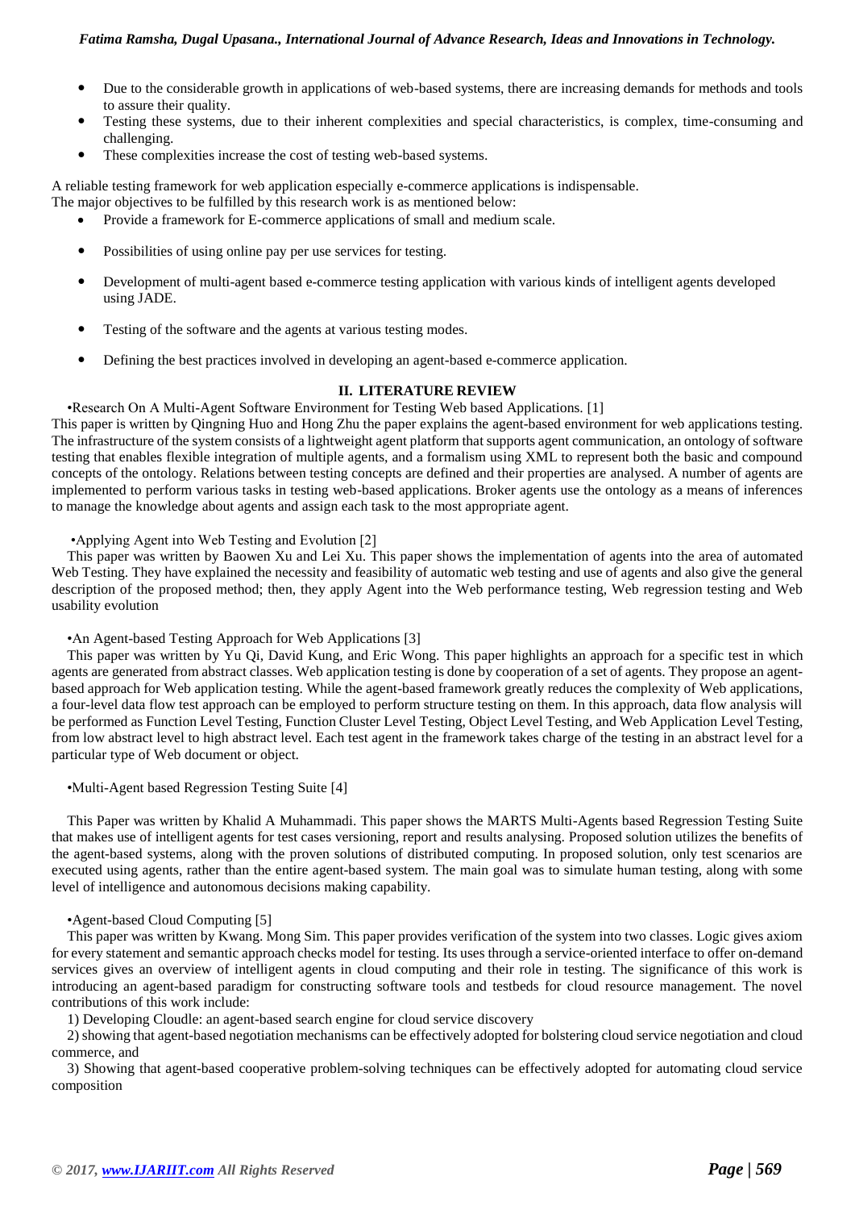- Due to the considerable growth in applications of web-based systems, there are increasing demands for methods and tools to assure their quality.
- Testing these systems, due to their inherent complexities and special characteristics, is complex, time-consuming and challenging.
- These complexities increase the cost of testing web-based systems.

A reliable testing framework for web application especially e-commerce applications is indispensable.
The major objectives to be fulfilled by this research work is as mentioned below:

- Provide a framework for E-commerce applications of small and medium scale.
- Possibilities of using online pay per use services for testing.
- Development of multi-agent based e-commerce testing application with various kinds of intelligent agents developed using JADE.
- Testing of the software and the agents at various testing modes.
- Defining the best practices involved in developing an agent-based e-commerce application.

## II. LITERATURE REVIEW

•Research On A Multi-Agent Software Environment for Testing Web based Applications. [1]

This paper is written by Qingning Huo and Hong Zhu the paper explains the agent-based environment for web applications testing. The infrastructure of the system consists of a lightweight agent platform that supports agent communication, an ontology of software testing that enables flexible integration of multiple agents, and a formalism using XML to represent both the basic and compound concepts of the ontology. Relations between testing concepts are defined and their properties are analysed. A number of agents are implemented to perform various tasks in testing web-based applications. Broker agents use the ontology as a means of inferences to manage the knowledge about agents and assign each task to the most appropriate agent.

•Applying Agent into Web Testing and Evolution [2]

This paper was written by Baowen Xu and Lei Xu. This paper shows the implementation of agents into the area of automated Web Testing. They have explained the necessity and feasibility of automatic web testing and use of agents and also give the general description of the proposed method; then, they apply Agent into the Web performance testing, Web regression testing and Web usability evolution

•An Agent-based Testing Approach for Web Applications [3]

This paper was written by Yu Qi, David Kung, and Eric Wong. This paper highlights an approach for a specific test in which agents are generated from abstract classes. Web application testing is done by cooperation of a set of agents. They propose an agent-based approach for Web application testing. While the agent-based framework greatly reduces the complexity of Web applications, a four-level data flow test approach can be employed to perform structure testing on them. In this approach, data flow analysis will be performed as Function Level Testing, Function Cluster Level Testing, Object Level Testing, and Web Application Level Testing, from low abstract level to high abstract level. Each test agent in the framework takes charge of the testing in an abstract level for a particular type of Web document or object.

•Multi-Agent based Regression Testing Suite [4]

This Paper was written by Khalid A Muhammadi. This paper shows the MARTS Multi-Agents based Regression Testing Suite that makes use of intelligent agents for test cases versioning, report and results analysing. Proposed solution utilizes the benefits of the agent-based systems, along with the proven solutions of distributed computing. In proposed solution, only test scenarios are executed using agents, rather than the entire agent-based system. The main goal was to simulate human testing, along with some level of intelligence and autonomous decisions making capability.

•Agent-based Cloud Computing [5]

This paper was written by Kwang. Mong Sim. This paper provides verification of the system into two classes. Logic gives axiom for every statement and semantic approach checks model for testing. Its uses through a service-oriented interface to offer on-demand services gives an overview of intelligent agents in cloud computing and their role in testing. The significance of this work is introducing an agent-based paradigm for constructing software tools and testbeds for cloud resource management. The novel contributions of this work include:

1) Developing Cloudle: an agent-based search engine for cloud service discovery

2) showing that agent-based negotiation mechanisms can be effectively adopted for bolstering cloud service negotiation and cloud commerce, and

3) Showing that agent-based cooperative problem-solving techniques can be effectively adopted for automating cloud service composition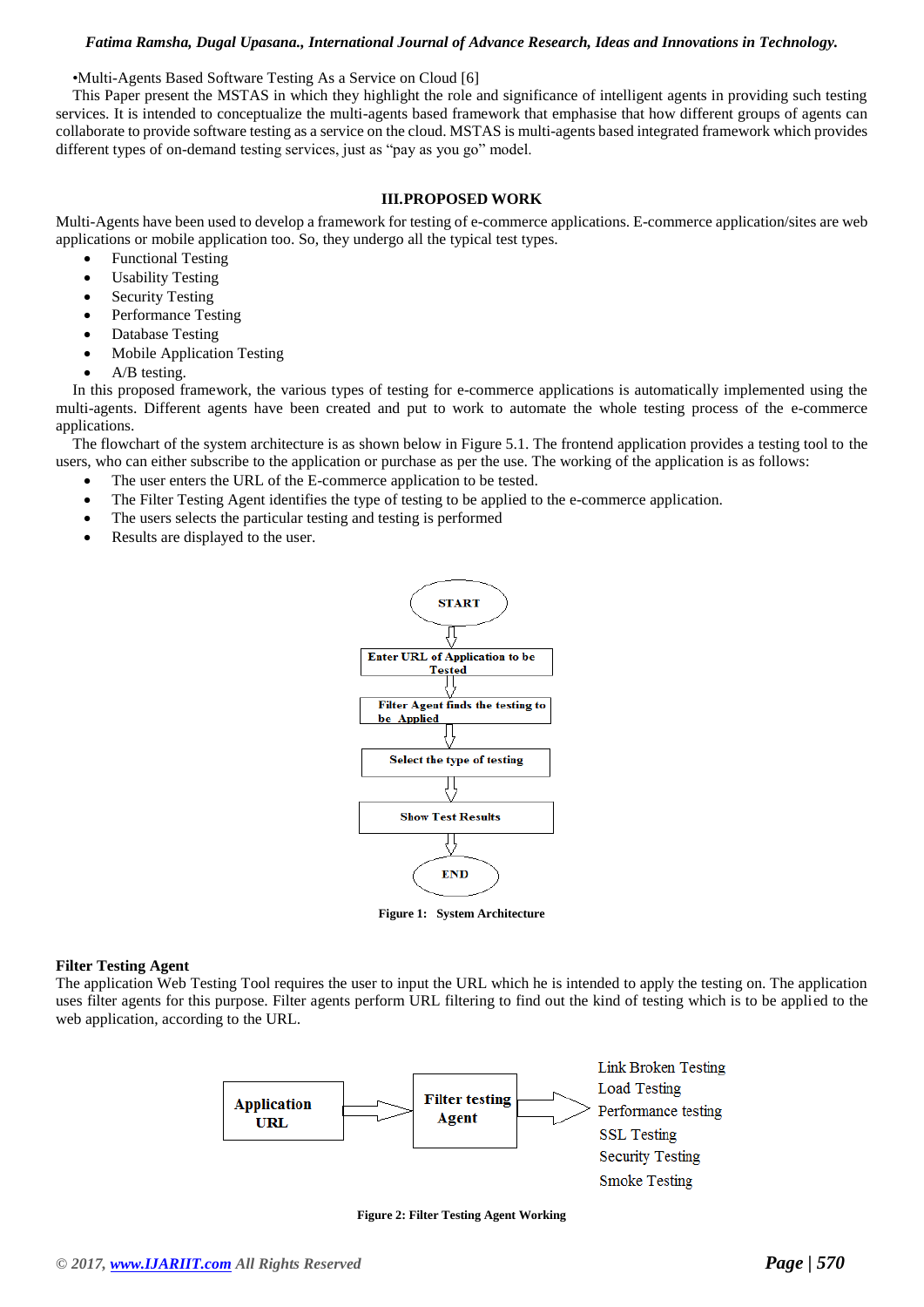•Multi-Agents Based Software Testing As a Service on Cloud [6]

This Paper present the MSTAS in which they highlight the role and significance of intelligent agents in providing such testing services. It is intended to conceptualize the multi-agents based framework that emphasise that how different groups of agents can collaborate to provide software testing as a service on the cloud. MSTAS is multi-agents based integrated framework which provides different types of on-demand testing services, just as "pay as you go" model.

## III.PROPOSED WORK

Multi-Agents have been used to develop a framework for testing of e-commerce applications. E-commerce application/sites are web applications or mobile application too. So, they undergo all the typical test types.

- Functional Testing
- Usability Testing
- Security Testing
- Performance Testing
- Database Testing
- Mobile Application Testing
- A/B testing.

In this proposed framework, the various types of testing for e-commerce applications is automatically implemented using the multi-agents. Different agents have been created and put to work to automate the whole testing process of the e-commerce applications.

The flowchart of the system architecture is as shown below in Figure 5.1. The frontend application provides a testing tool to the users, who can either subscribe to the application or purchase as per the use. The working of the application is as follows:

- The user enters the URL of the E-commerce application to be tested.
- The Filter Testing Agent identifies the type of testing to be applied to the e-commerce application.
- The users selects the particular testing and testing is performed
- Results are displayed to the user.

START → Enter URL of Application to be Tested → Filter Agent finds the testing to be Applied → Select the type of testing → Show Test Results → END

**Figure 1: System Architecture**

### Filter Testing Agent

The application Web Testing Tool requires the user to input the URL which he is intended to apply the testing on. The application uses filter agents for this purpose. Filter agents perform URL filtering to find out the kind of testing which is to be applied to the web application, according to the URL.

Application URL → Filter testing Agent → Link Broken Testing, Load Testing, Performance testing, SSL Testing, Security Testing, Smoke Testing

**Figure 2: Filter Testing Agent Working**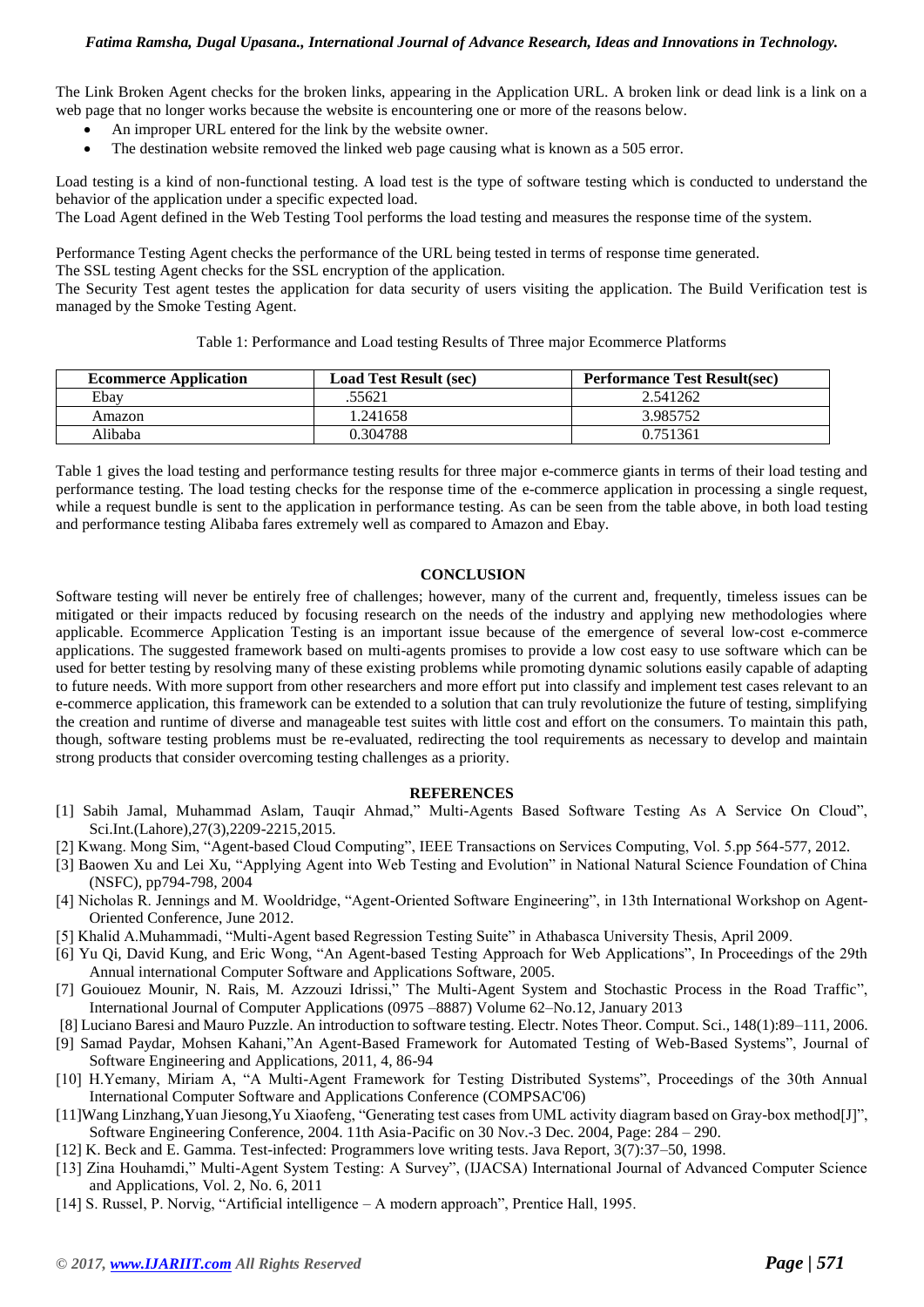The Link Broken Agent checks for the broken links, appearing in the Application URL. A broken link or dead link is a link on a web page that no longer works because the website is encountering one or more of the reasons below.

- An improper URL entered for the link by the website owner.
- The destination website removed the linked web page causing what is known as a 505 error.

Load testing is a kind of non-functional testing. A load test is the type of software testing which is conducted to understand the behavior of the application under a specific expected load.

The Load Agent defined in the Web Testing Tool performs the load testing and measures the response time of the system.

Performance Testing Agent checks the performance of the URL being tested in terms of response time generated.

The SSL testing Agent checks for the SSL encryption of the application.

The Security Test agent testes the application for data security of users visiting the application. The Build Verification test is managed by the Smoke Testing Agent.

Table 1: Performance and Load testing Results of Three major Ecommerce Platforms

| Ecommerce Application | Load Test Result (sec) | Performance Test Result(sec) |
|---|---|---|
| Ebay | .55621 | 2.541262 |
| Amazon | 1.241658 | 3.985752 |
| Alibaba | 0.304788 | 0.751361 |

Table 1 gives the load testing and performance testing results for three major e-commerce giants in terms of their load testing and performance testing. The load testing checks for the response time of the e-commerce application in processing a single request, while a request bundle is sent to the application in performance testing. As can be seen from the table above, in both load testing and performance testing Alibaba fares extremely well as compared to Amazon and Ebay.

## CONCLUSION

Software testing will never be entirely free of challenges; however, many of the current and, frequently, timeless issues can be mitigated or their impacts reduced by focusing research on the needs of the industry and applying new methodologies where applicable. Ecommerce Application Testing is an important issue because of the emergence of several low-cost e-commerce applications. The suggested framework based on multi-agents promises to provide a low cost easy to use software which can be used for better testing by resolving many of these existing problems while promoting dynamic solutions easily capable of adapting to future needs. With more support from other researchers and more effort put into classify and implement test cases relevant to an e-commerce application, this framework can be extended to a solution that can truly revolutionize the future of testing, simplifying the creation and runtime of diverse and manageable test suites with little cost and effort on the consumers. To maintain this path, though, software testing problems must be re-evaluated, redirecting the tool requirements as necessary to develop and maintain strong products that consider overcoming testing challenges as a priority.

## REFERENCES

[1] Sabih Jamal, Muhammad Aslam, Tauqir Ahmad," Multi-Agents Based Software Testing As A Service On Cloud", Sci.Int.(Lahore),27(3),2209-2215,2015.

[2] Kwang. Mong Sim, "Agent-based Cloud Computing", IEEE Transactions on Services Computing, Vol. 5.pp 564-577, 2012.

[3] Baowen Xu and Lei Xu, "Applying Agent into Web Testing and Evolution" in National Natural Science Foundation of China (NSFC), pp794-798, 2004

[4] Nicholas R. Jennings and M. Wooldridge, "Agent-Oriented Software Engineering", in 13th International Workshop on Agent-Oriented Conference, June 2012.

[5] Khalid A.Muhammadi, "Multi-Agent based Regression Testing Suite" in Athabasca University Thesis, April 2009.

[6] Yu Qi, David Kung, and Eric Wong, "An Agent-based Testing Approach for Web Applications", In Proceedings of the 29th Annual international Computer Software and Applications Software, 2005.

[7] Gouiouez Mounir, N. Rais, M. Azzouzi Idrissi," The Multi-Agent System and Stochastic Process in the Road Traffic", International Journal of Computer Applications (0975 –8887) Volume 62–No.12, January 2013

[8] Luciano Baresi and Mauro Puzzle. An introduction to software testing. Electr. Notes Theor. Comput. Sci., 148(1):89–111, 2006.

[9] Samad Paydar, Mohsen Kahani,"An Agent-Based Framework for Automated Testing of Web-Based Systems", Journal of Software Engineering and Applications, 2011, 4, 86-94

[10] H.Yemany, Miriam A, "A Multi-Agent Framework for Testing Distributed Systems", Proceedings of the 30th Annual International Computer Software and Applications Conference (COMPSAC'06)

[11]Wang Linzhang,Yuan Jiesong,Yu Xiaofeng, "Generating test cases from UML activity diagram based on Gray-box method[J]", Software Engineering Conference, 2004. 11th Asia-Pacific on 30 Nov.-3 Dec. 2004, Page: 284 – 290.

[12] K. Beck and E. Gamma. Test-infected: Programmers love writing tests. Java Report, 3(7):37–50, 1998.

[13] Zina Houhamdi," Multi-Agent System Testing: A Survey", (IJACSA) International Journal of Advanced Computer Science and Applications, Vol. 2, No. 6, 2011

[14] S. Russel, P. Norvig, "Artificial intelligence – A modern approach", Prentice Hall, 1995.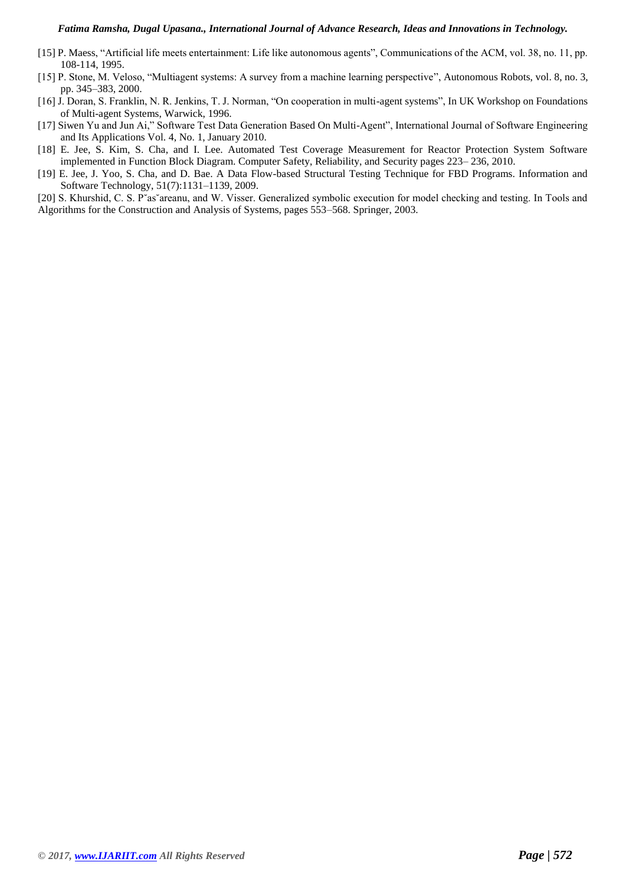[15] P. Maess, "Artificial life meets entertainment: Life like autonomous agents", Communications of the ACM, vol. 38, no. 11, pp. 108-114, 1995.

[15] P. Stone, M. Veloso, "Multiagent systems: A survey from a machine learning perspective", Autonomous Robots, vol. 8, no. 3, pp. 345–383, 2000.

[16] J. Doran, S. Franklin, N. R. Jenkins, T. J. Norman, "On cooperation in multi-agent systems", In UK Workshop on Foundations of Multi-agent Systems, Warwick, 1996.

[17] Siwen Yu and Jun Ai," Software Test Data Generation Based On Multi-Agent", International Journal of Software Engineering and Its Applications Vol. 4, No. 1, January 2010.

[18] E. Jee, S. Kim, S. Cha, and I. Lee. Automated Test Coverage Measurement for Reactor Protection System Software implemented in Function Block Diagram. Computer Safety, Reliability, and Security pages 223– 236, 2010.

[19] E. Jee, J. Yoo, S. Cha, and D. Bae. A Data Flow-based Structural Testing Technique for FBD Programs. Information and Software Technology, 51(7):1131–1139, 2009.

[20] S. Khurshid, C. S. P˘as˘areanu, and W. Visser. Generalized symbolic execution for model checking and testing. In Tools and Algorithms for the Construction and Analysis of Systems, pages 553–568. Springer, 2003.